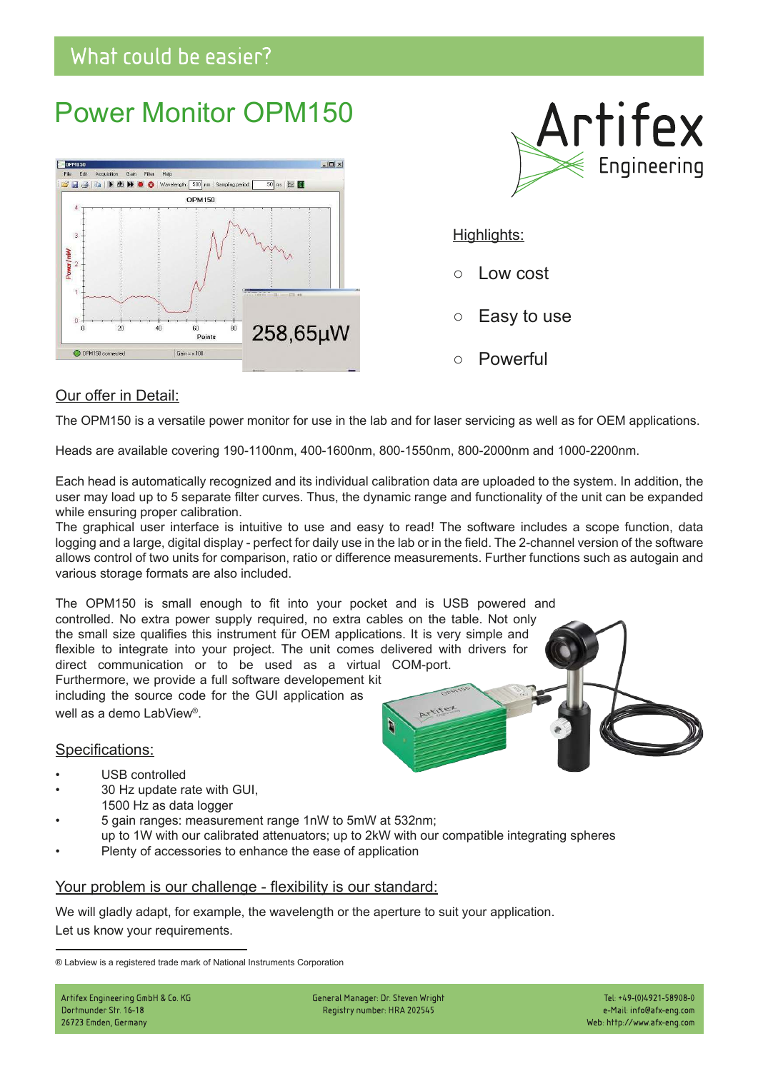What could be easier?

# Power Monitor OPM150

**Artifex Engineering**

Highlights:

- Low cost
- Easy to use
- Powerful

## Our offer in Detail:

The OPM150 is a versatile power monitor for use in the lab and for laser servicing as well as for OEM applications.

Heads are available covering 190-1100nm, 400-1600nm, 800-1550nm, 800-2000nm and 1000-2200nm.

Each head is automatically recognized and its individual calibration data are uploaded to the system. In addition, the user may load up to 5 separate filter curves. Thus, the dynamic range and functionality of the unit can be expanded while ensuring proper calibration.
The graphical user interface is intuitive to use and easy to read! The software includes a scope function, data logging and a large, digital display - perfect for daily use in the lab or in the field. The 2-channel version of the software allows control of two units for comparison, ratio or difference measurements. Further functions such as autogain and various storage formats are also included.

The OPM150 is small enough to fit into your pocket and is USB powered and controlled. No extra power supply required, no extra cables on the table. Not only the small size qualifies this instrument für OEM applications. It is very simple and flexible to integrate into your project. The unit comes delivered with drivers for direct communication or to be used as a virtual COM-port. Furthermore, we provide a full software developement kit including the source code for the GUI application as well as a demo LabView®.

## Specifications:

- USB controlled
- 30 Hz update rate with GUI,
  1500 Hz as data logger
- 5 gain ranges: measurement range 1nW to 5mW at 532nm;
  up to 1W with our calibrated attenuators; up to 2kW with our compatible integrating spheres
- Plenty of accessories to enhance the ease of application

## Your problem is our challenge - flexibility is our standard:

We will gladly adapt, for example, the wavelength or the aperture to suit your application.
Let us know your requirements.

® Labview is a registered trade mark of National Instruments Corporation

Artifex Engineering GmbH & Co. KG
Dortmunder Str. 16-18
26723 Emden, Germany

General Manager: Dr. Steven Wright
Registry number: HRA 202545

Tel: +49-(0)4921-58908-0
e-Mail: info@afx-eng.com
Web: http://www.afx-eng.com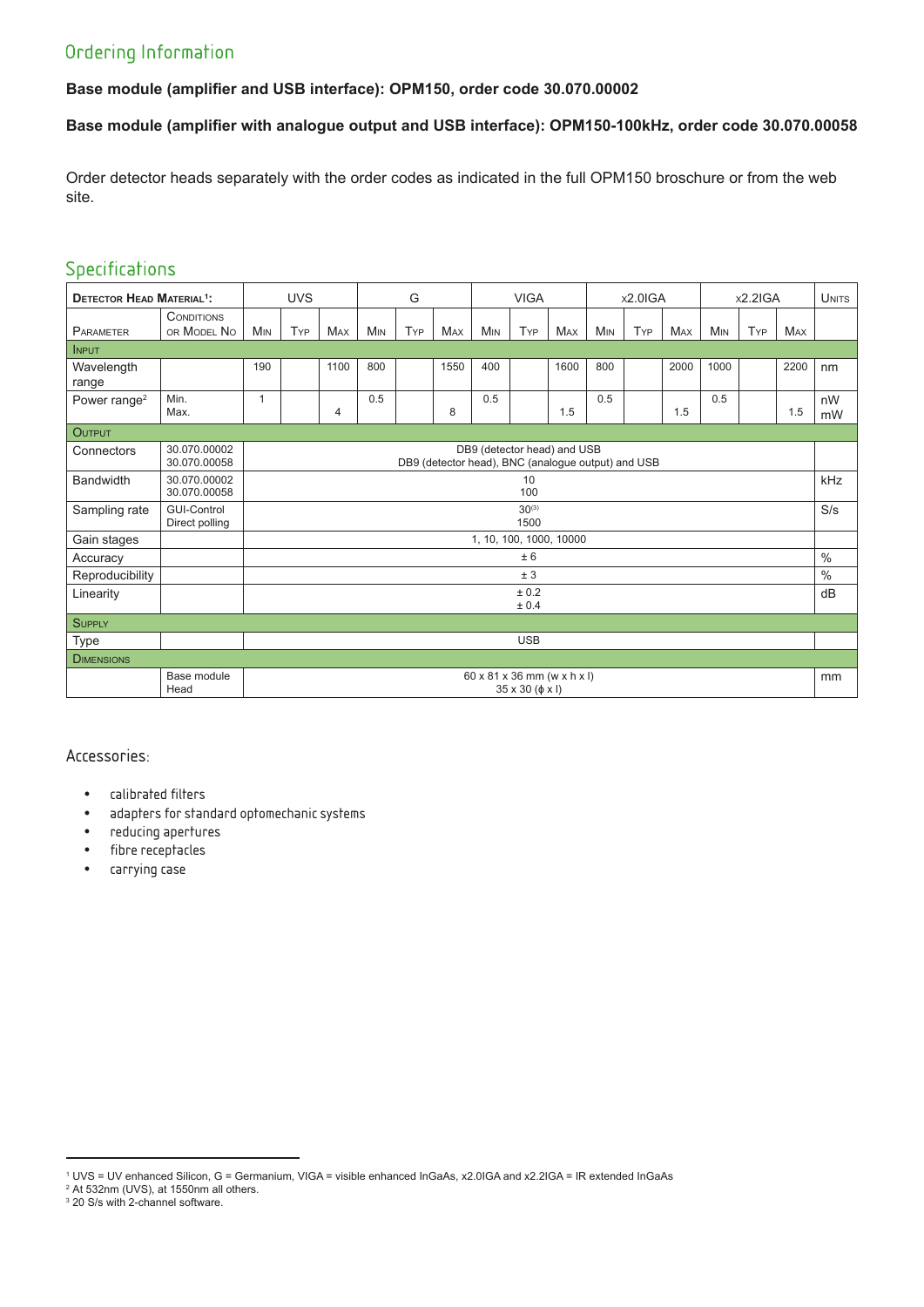## Ordering Information

**Base module (amplifier and USB interface): OPM150, order code 30.070.00002**

**Base module (amplifier with analogue output and USB interface): OPM150-100kHz, order code 30.070.00058**

Order detector heads separately with the order codes as indicated in the full OPM150 broschure or from the web site.

## Specifications

| Detector Head Material[1]: | | UVS | | | G | | | VIGA | | | x2.0IGA | | | x2.2IGA | | | Units |
|---|---|---|---|---|---|---|---|---|---|---|---|---|---|---|---|---|---|
| Parameter | Conditions or Model No | Min | Typ | Max | Min | Typ | Max | Min | Typ | Max | Min | Typ | Max | Min | Typ | Max | |
| **Input** | | | | | | | | | | | | | | | | | |
| Wavelength range | | 190 | | 1100 | 800 | | 1550 | 400 | | 1600 | 800 | | 2000 | 1000 | | 2200 | nm |
| Power range[2] | Min.<br>Max. | 1 | | 4 | 0.5 | | 8 | 0.5 | | 1.5 | 0.5 | | 1.5 | 0.5 | | 1.5 | nW<br>mW |
| **Output** | | | | | | | | | | | | | | | | | |
| Connectors | 30.070.00002<br>30.070.00058 | DB9 (detector head) and USB<br>DB9 (detector head), BNC (analogue output) and USB | | | | | | | | | | | | | | | |
| Bandwidth | 30.070.00002<br>30.070.00058 | 10<br>100 | | | | | | | | | | | | | | | kHz |
| Sampling rate | GUI-Control<br>Direct polling | 30[3]<br>1500 | | | | | | | | | | | | | | | S/s |
| Gain stages | | 1, 10, 100, 1000, 10000 | | | | | | | | | | | | | | | |
| Accuracy | | ± 6 | | | | | | | | | | | | | | | % |
| Reproducibility | | ± 3 | | | | | | | | | | | | | | | % |
| Linearity | | ± 0.2<br>± 0.4 | | | | | | | | | | | | | | | dB |
| **Supply** | | | | | | | | | | | | | | | | | |
| Type | | USB | | | | | | | | | | | | | | | |
| **Dimensions** | | | | | | | | | | | | | | | | | |
| | Base module<br>Head | 60 x 81 x 36 mm (w x h x l)<br>35 x 30 (ϕ x l) | | | | | | | | | | | | | | | mm |

### Accessories:

- calibrated filters
- adapters for standard optomechanic systems
- reducing apertures
- fibre receptacles
- carrying case

---

[1] UVS = UV enhanced Silicon, G = Germanium, VIGA = visible enhanced InGaAs, x2.0IGA and x2.2IGA = IR extended InGaAs

[2] At 532nm (UVS), at 1550nm all others.

[3] 20 S/s with 2-channel software.